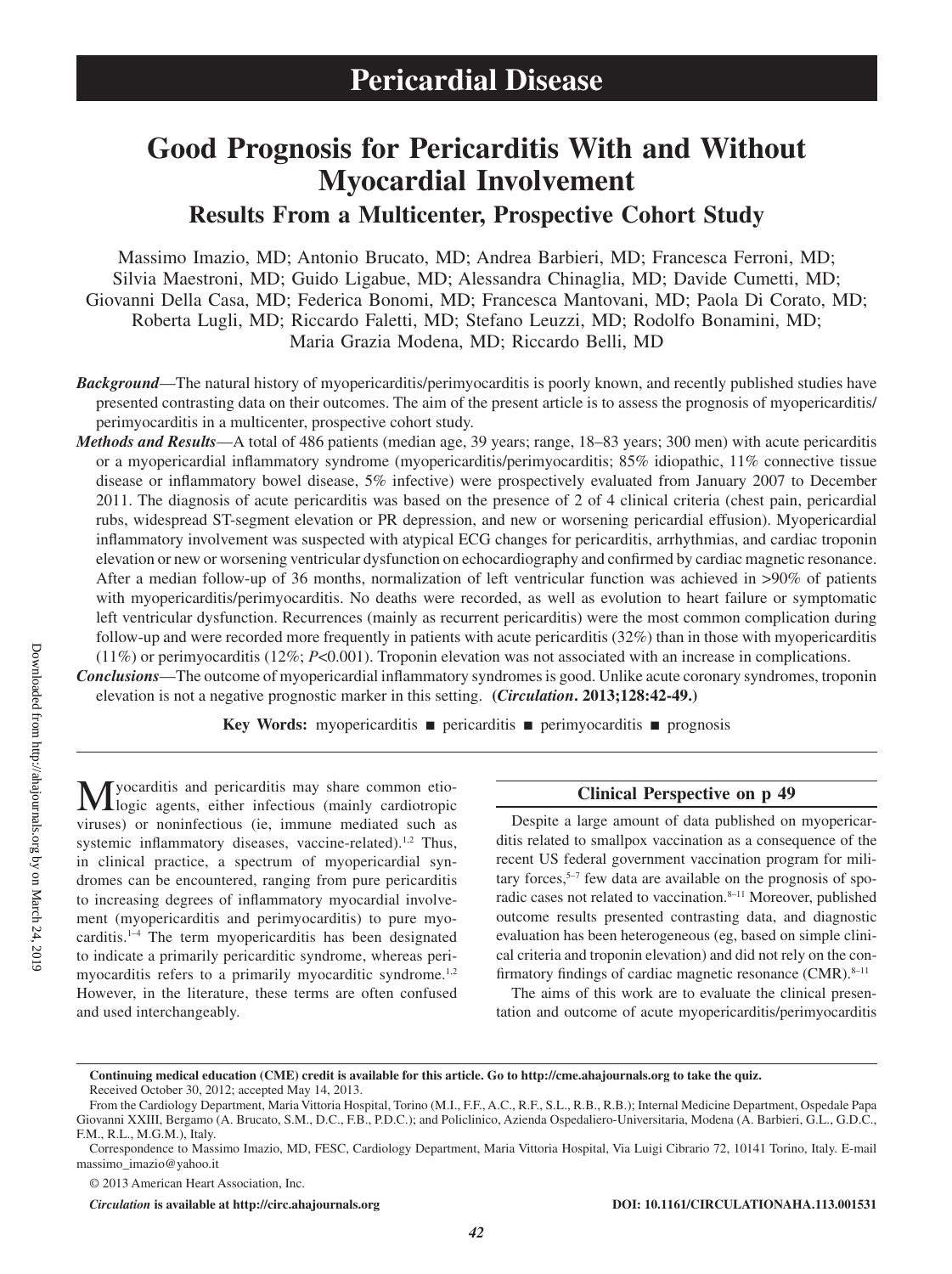# Pericardial Disease

# Good Prognosis for Pericarditis With and Without Myocardial Involvement

## Results From a Multicenter, Prospective Cohort Study

Massimo Imazio, MD; Antonio Brucato, MD; Andrea Barbieri, MD; Francesca Ferroni, MD; Silvia Maestroni, MD; Guido Ligabue, MD; Alessandra Chinaglia, MD; Davide Cumetti, MD; Giovanni Della Casa, MD; Federica Bonomi, MD; Francesca Mantovani, MD; Paola Di Corato, MD; Roberta Lugli, MD; Riccardo Faletti, MD; Stefano Leuzzi, MD; Rodolfo Bonamini, MD; Maria Grazia Modena, MD; Riccardo Belli, MD

***Background***—The natural history of myopericarditis/perimyocarditis is poorly known, and recently published studies have presented contrasting data on their outcomes. The aim of the present article is to assess the prognosis of myopericarditis/perimyocarditis in a multicenter, prospective cohort study.

***Methods and Results***—A total of 486 patients (median age, 39 years; range, 18–83 years; 300 men) with acute pericarditis or a myopericardial inflammatory syndrome (myopericarditis/perimyocarditis; 85% idiopathic, 11% connective tissue disease or inflammatory bowel disease, 5% infective) were prospectively evaluated from January 2007 to December 2011. The diagnosis of acute pericarditis was based on the presence of 2 of 4 clinical criteria (chest pain, pericardial rubs, widespread ST-segment elevation or PR depression, and new or worsening pericardial effusion). Myopericardial inflammatory involvement was suspected with atypical ECG changes for pericarditis, arrhythmias, and cardiac troponin elevation or new or worsening ventricular dysfunction on echocardiography and confirmed by cardiac magnetic resonance. After a median follow-up of 36 months, normalization of left ventricular function was achieved in >90% of patients with myopericarditis/perimyocarditis. No deaths were recorded, as well as evolution to heart failure or symptomatic left ventricular dysfunction. Recurrences (mainly as recurrent pericarditis) were the most common complication during follow-up and were recorded more frequently in patients with acute pericarditis (32%) than in those with myopericarditis (11%) or perimyocarditis (12%; $P<0.001$). Troponin elevation was not associated with an increase in complications.

***Conclusions***—The outcome of myopericardial inflammatory syndromes is good. Unlike acute coronary syndromes, troponin elevation is not a negative prognostic marker in this setting. **(*Circulation*. 2013;128:42-49.)**

**Key Words:** myopericarditis ■ pericarditis ■ perimyocarditis ■ prognosis

Myocarditis and pericarditis may share common etiologic agents, either infectious (mainly cardiotropic viruses) or noninfectious (ie, immune mediated such as systemic inflammatory diseases, vaccine-related).[1,2] Thus, in clinical practice, a spectrum of myopericardial syndromes can be encountered, ranging from pure pericarditis to increasing degrees of inflammatory myocardial involvement (myopericarditis and perimyocarditis) to pure myocarditis.[1–4] The term myopericarditis has been designated to indicate a primarily pericarditic syndrome, whereas perimyocarditis refers to a primarily myocarditic syndrome.[1,2] However, in the literature, these terms are often confused and used interchangeably.

**Clinical Perspective on p 49**

Despite a large amount of data published on myopericarditis related to smallpox vaccination as a consequence of the recent US federal government vaccination program for military forces,[5–7] few data are available on the prognosis of sporadic cases not related to vaccination.[8–11] Moreover, published outcome results presented contrasting data, and diagnostic evaluation has been heterogeneous (eg, based on simple clinical criteria and troponin elevation) and did not rely on the confirmatory findings of cardiac magnetic resonance (CMR).[8–11]

The aims of this work are to evaluate the clinical presentation and outcome of acute myopericarditis/perimyocarditis

---

**Continuing medical education (CME) credit is available for this article. Go to http://cme.ahajournals.org to take the quiz.**

Received October 30, 2012; accepted May 14, 2013.

From the Cardiology Department, Maria Vittoria Hospital, Torino (M.I., F.F., A.C., R.F., S.L., R.B., R.B.); Internal Medicine Department, Ospedale Papa Giovanni XXIII, Bergamo (A. Brucato, S.M., D.C., F.B., P.D.C.); and Policlinico, Azienda Ospedaliero-Universitaria, Modena (A. Barbieri, G.L., G.D.C., F.M., R.L., M.G.M.), Italy.

Correspondence to Massimo Imazio, MD, FESC, Cardiology Department, Maria Vittoria Hospital, Via Luigi Cibrario 72, 10141 Torino, Italy. E-mail massimo_imazio@yahoo.it

© 2013 American Heart Association, Inc.

*Circulation* **is available at http://circ.ahajournals.org** **DOI: 10.1161/CIRCULATIONAHA.113.001531**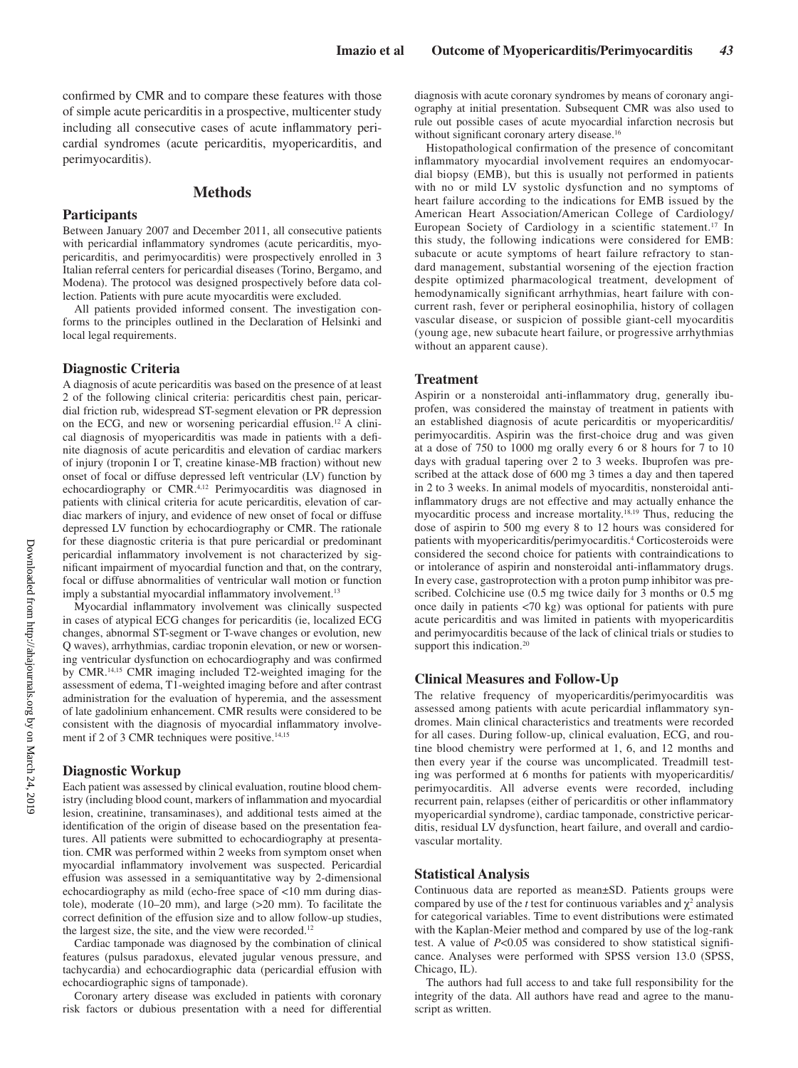confirmed by CMR and to compare these features with those of simple acute pericarditis in a prospective, multicenter study including all consecutive cases of acute inflammatory pericardial syndromes (acute pericarditis, myopericarditis, and perimyocarditis).

## Methods

### Participants

Between January 2007 and December 2011, all consecutive patients with pericardial inflammatory syndromes (acute pericarditis, myopericarditis, and perimyocarditis) were prospectively enrolled in 3 Italian referral centers for pericardial diseases (Torino, Bergamo, and Modena). The protocol was designed prospectively before data collection. Patients with pure acute myocarditis were excluded.

All patients provided informed consent. The investigation conforms to the principles outlined in the Declaration of Helsinki and local legal requirements.

### Diagnostic Criteria

A diagnosis of acute pericarditis was based on the presence of at least 2 of the following clinical criteria: pericarditis chest pain, pericardial friction rub, widespread ST-segment elevation or PR depression on the ECG, and new or worsening pericardial effusion.[12] A clinical diagnosis of myopericarditis was made in patients with a definite diagnosis of acute pericarditis and elevation of cardiac markers of injury (troponin I or T, creatine kinase-MB fraction) without new onset of focal or diffuse depressed left ventricular (LV) function by echocardiography or CMR.[4,12] Perimyocarditis was diagnosed in patients with clinical criteria for acute pericarditis, elevation of cardiac markers of injury, and evidence of new onset of focal or diffuse depressed LV function by echocardiography or CMR. The rationale for these diagnostic criteria is that pure pericardial or predominant pericardial inflammatory involvement is not characterized by significant impairment of myocardial function and that, on the contrary, focal or diffuse abnormalities of ventricular wall motion or function imply a substantial myocardial inflammatory involvement.[13]

Myocardial inflammatory involvement was clinically suspected in cases of atypical ECG changes for pericarditis (ie, localized ECG changes, abnormal ST-segment or T-wave changes or evolution, new Q waves), arrhythmias, cardiac troponin elevation, or new or worsening ventricular dysfunction on echocardiography and was confirmed by CMR.[14,15] CMR imaging included T2-weighted imaging for the assessment of edema, T1-weighted imaging before and after contrast administration for the evaluation of hyperemia, and the assessment of late gadolinium enhancement. CMR results were considered to be consistent with the diagnosis of myocardial inflammatory involvement if 2 of 3 CMR techniques were positive.[14,15]

### Diagnostic Workup

Each patient was assessed by clinical evaluation, routine blood chemistry (including blood count, markers of inflammation and myocardial lesion, creatinine, transaminases), and additional tests aimed at the identification of the origin of disease based on the presentation features. All patients were submitted to echocardiography at presentation. CMR was performed within 2 weeks from symptom onset when myocardial inflammatory involvement was suspected. Pericardial effusion was assessed in a semiquantitative way by 2-dimensional echocardiography as mild (echo-free space of <10 mm during diastole), moderate (10–20 mm), and large (>20 mm). To facilitate the correct definition of the effusion size and to allow follow-up studies, the largest size, the site, and the view were recorded.[12]

Cardiac tamponade was diagnosed by the combination of clinical features (pulsus paradoxus, elevated jugular venous pressure, and tachycardia) and echocardiographic data (pericardial effusion with echocardiographic signs of tamponade).

Coronary artery disease was excluded in patients with coronary risk factors or dubious presentation with a need for differential diagnosis with acute coronary syndromes by means of coronary angiography at initial presentation. Subsequent CMR was also used to rule out possible cases of acute myocardial infarction necrosis but without significant coronary artery disease.[16]

Histopathological confirmation of the presence of concomitant inflammatory myocardial involvement requires an endomyocardial biopsy (EMB), but this is usually not performed in patients with no or mild LV systolic dysfunction and no symptoms of heart failure according to the indications for EMB issued by the American Heart Association/American College of Cardiology/European Society of Cardiology in a scientific statement.[17] In this study, the following indications were considered for EMB: subacute or acute symptoms of heart failure refractory to standard management, substantial worsening of the ejection fraction despite optimized pharmacological treatment, development of hemodynamically significant arrhythmias, heart failure with concurrent rash, fever or peripheral eosinophilia, history of collagen vascular disease, or suspicion of possible giant-cell myocarditis (young age, new subacute heart failure, or progressive arrhythmias without an apparent cause).

### Treatment

Aspirin or a nonsteroidal anti-inflammatory drug, generally ibuprofen, was considered the mainstay of treatment in patients with an established diagnosis of acute pericarditis or myopericarditis/perimyocarditis. Aspirin was the first-choice drug and was given at a dose of 750 to 1000 mg orally every 6 or 8 hours for 7 to 10 days with gradual tapering over 2 to 3 weeks. Ibuprofen was prescribed at the attack dose of 600 mg 3 times a day and then tapered in 2 to 3 weeks. In animal models of myocarditis, nonsteroidal anti-inflammatory drugs are not effective and may actually enhance the myocarditic process and increase mortality.[18,19] Thus, reducing the dose of aspirin to 500 mg every 8 to 12 hours was considered for patients with myopericarditis/perimyocarditis.[4] Corticosteroids were considered the second choice for patients with contraindications to or intolerance of aspirin and nonsteroidal anti-inflammatory drugs. In every case, gastroprotection with a proton pump inhibitor was prescribed. Colchicine use (0.5 mg twice daily for 3 months or 0.5 mg once daily in patients <70 kg) was optional for patients with pure acute pericarditis and was limited in patients with myopericarditis and perimyocarditis because of the lack of clinical trials or studies to support this indication.[20]

### Clinical Measures and Follow-Up

The relative frequency of myopericarditis/perimyocarditis was assessed among patients with acute pericardial inflammatory syndromes. Main clinical characteristics and treatments were recorded for all cases. During follow-up, clinical evaluation, ECG, and routine blood chemistry were performed at 1, 6, and 12 months and then every year if the course was uncomplicated. Treadmill testing was performed at 6 months for patients with myopericarditis/perimyocarditis. All adverse events were recorded, including recurrent pain, relapses (either of pericarditis or other inflammatory myopericardial syndrome), cardiac tamponade, constrictive pericarditis, residual LV dysfunction, heart failure, and overall and cardiovascular mortality.

### Statistical Analysis

Continuous data are reported as mean±SD. Patients groups were compared by use of the *t* test for continuous variables and $\chi^2$ analysis for categorical variables. Time to event distributions were estimated with the Kaplan-Meier method and compared by use of the log-rank test. A value of $P<0.05$ was considered to show statistical significance. Analyses were performed with SPSS version 13.0 (SPSS, Chicago, IL).

The authors had full access to and take full responsibility for the integrity of the data. All authors have read and agree to the manuscript as written.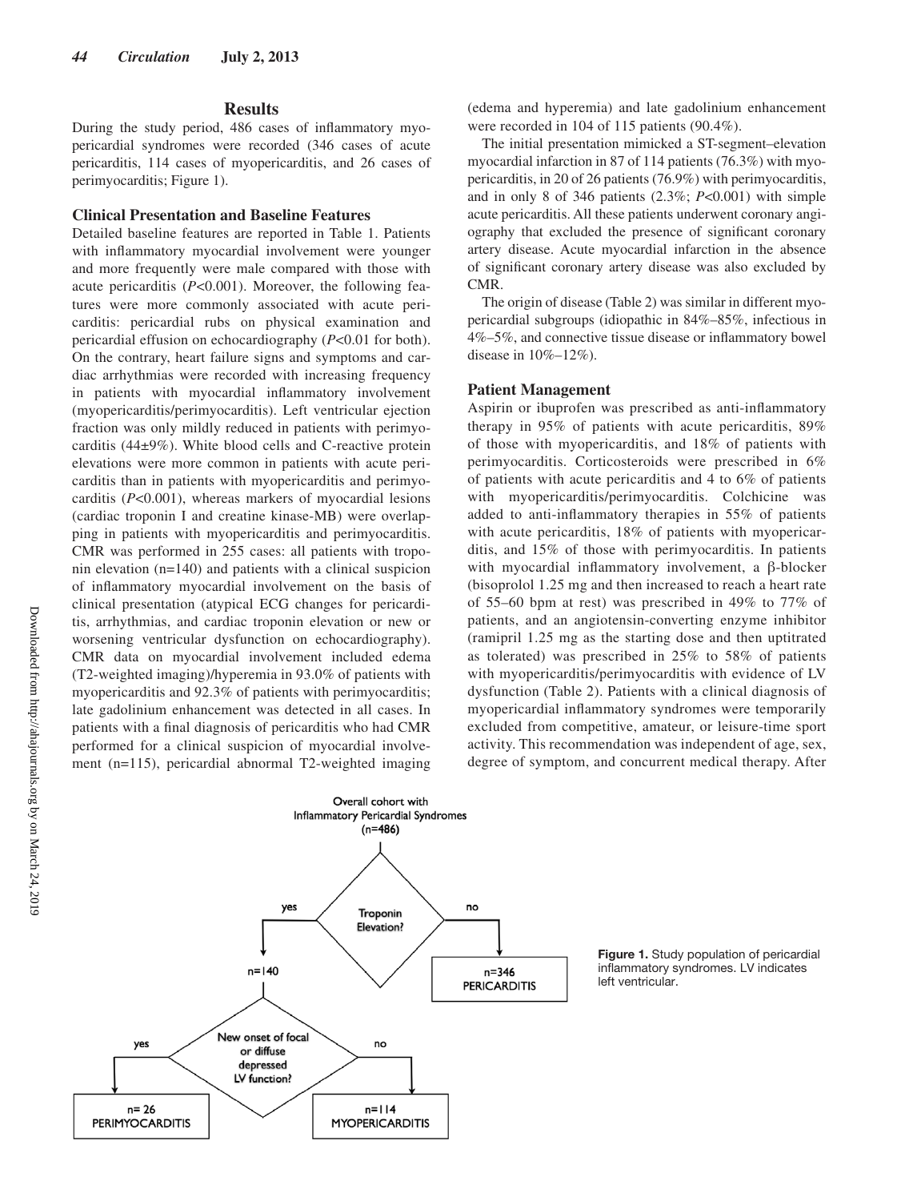## Results

During the study period, 486 cases of inflammatory myopericardial syndromes were recorded (346 cases of acute pericarditis, 114 cases of myopericarditis, and 26 cases of perimyocarditis; Figure 1).

### Clinical Presentation and Baseline Features

Detailed baseline features are reported in Table 1. Patients with inflammatory myocardial involvement were younger and more frequently were male compared with those with acute pericarditis ($P<0.001$). Moreover, the following features were more commonly associated with acute pericarditis: pericardial rubs on physical examination and pericardial effusion on echocardiography ($P<0.01$ for both). On the contrary, heart failure signs and symptoms and cardiac arrhythmias were recorded with increasing frequency in patients with myocardial inflammatory involvement (myopericarditis/perimyocarditis). Left ventricular ejection fraction was only mildly reduced in patients with perimyocarditis (44±9%). White blood cells and C-reactive protein elevations were more common in patients with acute pericarditis than in patients with myopericarditis and perimyocarditis ($P<0.001$), whereas markers of myocardial lesions (cardiac troponin I and creatine kinase-MB) were overlapping in patients with myopericarditis and perimyocarditis. CMR was performed in 255 cases: all patients with troponin elevation (n=140) and patients with a clinical suspicion of inflammatory myocardial involvement on the basis of clinical presentation (atypical ECG changes for pericarditis, arrhythmias, and cardiac troponin elevation or new or worsening ventricular dysfunction on echocardiography). CMR data on myocardial involvement included edema (T2-weighted imaging)/hyperemia in 93.0% of patients with myopericarditis and 92.3% of patients with perimyocarditis; late gadolinium enhancement was detected in all cases. In patients with a final diagnosis of pericarditis who had CMR performed for a clinical suspicion of myocardial involvement (n=115), pericardial abnormal T2-weighted imaging (edema and hyperemia) and late gadolinium enhancement were recorded in 104 of 115 patients (90.4%).

The initial presentation mimicked a ST-segment–elevation myocardial infarction in 87 of 114 patients (76.3%) with myopericarditis, in 20 of 26 patients (76.9%) with perimyocarditis, and in only 8 of 346 patients (2.3%; $P<0.001$) with simple acute pericarditis. All these patients underwent coronary angiography that excluded the presence of significant coronary artery disease. Acute myocardial infarction in the absence of significant coronary artery disease was also excluded by CMR.

The origin of disease (Table 2) was similar in different myopericardial subgroups (idiopathic in 84%–85%, infectious in 4%–5%, and connective tissue disease or inflammatory bowel disease in 10%–12%).

### Patient Management

Aspirin or ibuprofen was prescribed as anti-inflammatory therapy in 95% of patients with acute pericarditis, 89% of those with myopericarditis, and 18% of patients with perimyocarditis. Corticosteroids were prescribed in 6% of patients with acute pericarditis and 4 to 6% of patients with myopericarditis/perimyocarditis. Colchicine was added to anti-inflammatory therapies in 55% of patients with acute pericarditis, 18% of patients with myopericarditis, and 15% of those with perimyocarditis. In patients with myocardial inflammatory involvement, a β-blocker (bisoprolol 1.25 mg and then increased to reach a heart rate of 55–60 bpm at rest) was prescribed in 49% to 77% of patients, and an angiotensin-converting enzyme inhibitor (ramipril 1.25 mg as the starting dose and then uptitrated as tolerated) was prescribed in 25% to 58% of patients with myopericarditis/perimyocarditis with evidence of LV dysfunction (Table 2). Patients with a clinical diagnosis of myopericardial inflammatory syndromes were temporarily excluded from competitive, amateur, or leisure-time sport activity. This recommendation was independent of age, sex, degree of symptom, and concurrent medical therapy. After

Overall cohort with Inflammatory Pericardial Syndromes (n=486)
- Troponin Elevation? — no → n=346 PERICARDITIS
- Troponin Elevation? — yes → n=140
  - New onset of focal or diffuse depressed LV function? — yes → n=26 PERIMYOCARDITIS
  - New onset of focal or diffuse depressed LV function? — no → n=114 MYOPERICARDITIS

**Figure 1.** Study population of pericardial inflammatory syndromes. LV indicates left ventricular.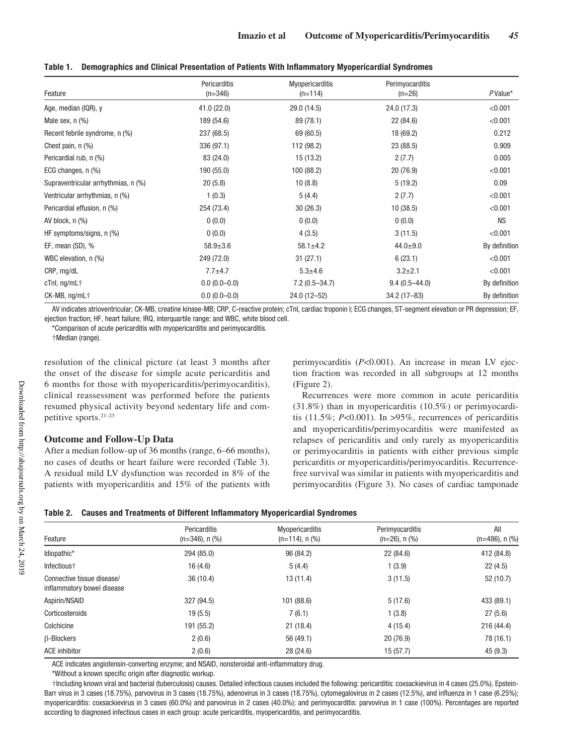**Table 1. Demographics and Clinical Presentation of Patients With Inflammatory Myopericardial Syndromes**

| Feature | Pericarditis (n=346) | Myopericarditis (n=114) | Perimyocarditis (n=26) | *P* Value* |
|---|---|---|---|---|
| Age, median (IQR), y | 41.0 (22.0) | 29.0 (14.5) | 24.0 (17.3) | <0.001 |
| Male sex, n (%) | 189 (54.6) | 89 (78.1) | 22 (84.6) | <0.001 |
| Recent febrile syndrome, n (%) | 237 (68.5) | 69 (60.5) | 18 (69.2) | 0.212 |
| Chest pain, n (%) | 336 (97.1) | 112 (98.2) | 23 (88.5) | 0.909 |
| Pericardial rub, n (%) | 83 (24.0) | 15 (13.2) | 2 (7.7) | 0.005 |
| ECG changes, n (%) | 190 (55.0) | 100 (88.2) | 20 (76.9) | <0.001 |
| Supraventricular arrhythmias, n (%) | 20 (5.8) | 10 (8.8) | 5 (19.2) | 0.09 |
| Ventricular arrhythmias, n (%) | 1 (0.3) | 5 (4.4) | 2 (7.7) | <0.001 |
| Pericardial effusion, n (%) | 254 (73.4) | 30 (26.3) | 10 (38.5) | <0.001 |
| AV block, n (%) | 0 (0.0) | 0 (0.0) | 0 (0.0) | NS |
| HF symptoms/signs, n (%) | 0 (0.0) | 4 (3.5) | 3 (11.5) | <0.001 |
| EF, mean (SD), % | 58.9±3.6 | 58.1±4.2 | 44.0±9.0 | By definition |
| WBC elevation, n (%) | 249 (72.0) | 31 (27.1) | 6 (23.1) | <0.001 |
| CRP, mg/dL | 7.7±4.7 | 5.3±4.6 | 3.2±2.1 | <0.001 |
| cTnI, ng/mL† | 0.0 (0.0–0.0) | 7.2 (0.5–34.7) | 9.4 (0.5–44.0) | By definition |
| CK-MB, ng/mL† | 0.0 (0.0–0.0) | 24.0 (12–52) | 34.2 (17–83) | By definition |

AV indicates atrioventricular; CK-MB, creatine kinase-MB; CRP, C-reactive protein; cTnI, cardiac troponin I; ECG changes, ST-segment elevation or PR depression; EF, ejection fraction; HF, heart failure; IRQ, interquartile range; and WBC, white blood cell.

*Comparison of acute pericarditis with myopericarditis and perimyocarditis.

†Median (range).

resolution of the clinical picture (at least 3 months after the onset of the disease for simple acute pericarditis and 6 months for those with myopericarditis/perimyocarditis), clinical reassessment was performed before the patients resumed physical activity beyond sedentary life and competitive sports.[21–23]

### Outcome and Follow-Up Data

After a median follow-up of 36 months (range, 6–66 months), no cases of deaths or heart failure were recorded (Table 3). A residual mild LV dysfunction was recorded in 8% of the patients with myopericarditis and 15% of the patients with perimyocarditis ($P<0.001$). An increase in mean LV ejection fraction was recorded in all subgroups at 12 months (Figure 2).

Recurrences were more common in acute pericarditis (31.8%) than in myopericarditis (10.5%) or perimyocarditis (11.5%; $P<0.001$). In >95%, recurrences of pericarditis and myopericarditis/perimyocarditis were manifested as relapses of pericarditis and only rarely as myopericarditis or perimyocarditis in patients with either previous simple pericarditis or myopericarditis/perimyocarditis. Recurrence-free survival was similar in patients with myopericarditis and perimyocarditis (Figure 3). No cases of cardiac tamponade

**Table 2. Causes and Treatments of Different Inflammatory Myopericardial Syndromes**

| Feature | Pericarditis (n=346), n (%) | Myopericarditis (n=114), n (%) | Perimyocarditis (n=26), n (%) | All (n=486), n (%) |
|---|---|---|---|---|
| Idiopathic* | 294 (85.0) | 96 (84.2) | 22 (84.6) | 412 (84.8) |
| Infectious† | 16 (4.6) | 5 (4.4) | 1 (3.9) | 22 (4.5) |
| Connective tissue disease/ inflammatory bowel disease | 36 (10.4) | 13 (11.4) | 3 (11.5) | 52 (10.7) |
| Aspirin/NSAID | 327 (94.5) | 101 (88.6) | 5 (17.6) | 433 (89.1) |
| Corticosteroids | 19 (5.5) | 7 (6.1) | 1 (3.8) | 27 (5.6) |
| Colchicine | 191 (55.2) | 21 (18.4) | 4 (15.4) | 216 (44.4) |
| β-Blockers | 2 (0.6) | 56 (49.1) | 20 (76.9) | 78 (16.1) |
| ACE inhibitor | 2 (0.6) | 28 (24.6) | 15 (57.7) | 45 (9.3) |

ACE indicates angiotensin-converting enzyme; and NSAID, nonsteroidal anti-inflammatory drug.

*Without a known specific origin after diagnostic workup.

†Including known viral and bacterial (tuberculosis) causes. Detailed infectious causes included the following: pericarditis: coxsackievirus in 4 cases (25.0%), Epstein-Barr virus in 3 cases (18.75%), parvovirus in 3 cases (18.75%), adenovirus in 3 cases (18.75%), cytomegalovirus in 2 cases (12.5%), and influenza in 1 case (6.25%); myopericarditis: coxsackievirus in 3 cases (60.0%) and parvovirus in 2 cases (40.0%); and perimyocarditis: parvovirus in 1 case (100%). Percentages are reported according to diagnosed infectious cases in each group: acute pericarditis, myopericarditis, and perimyocarditis.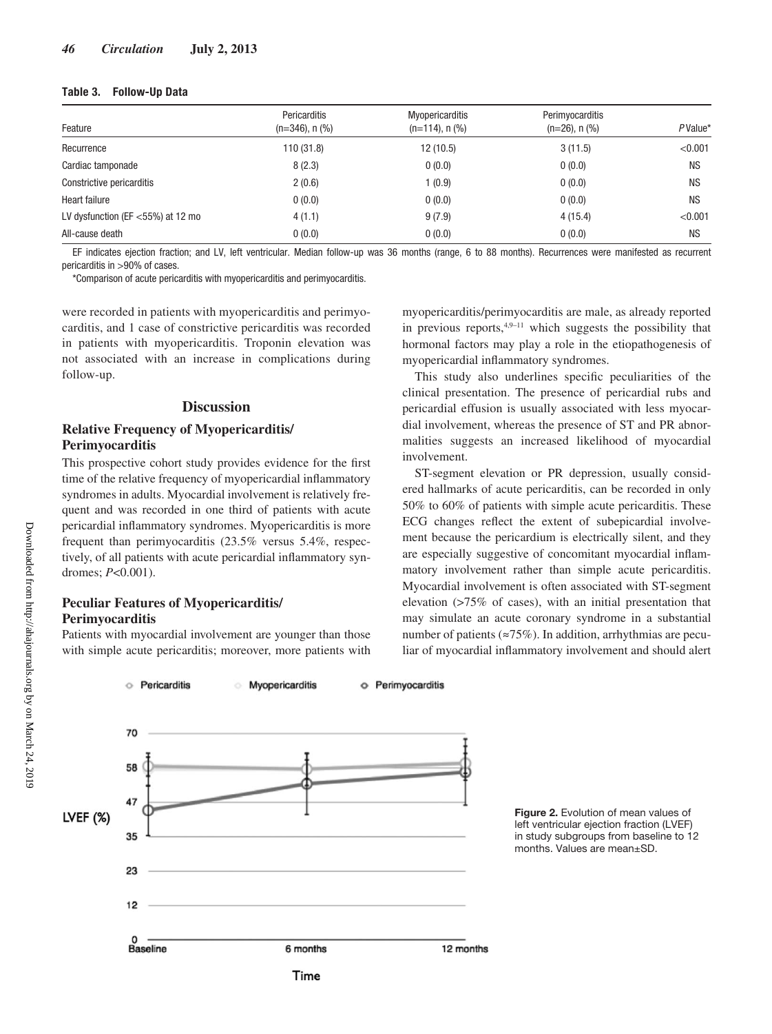**Table 3. Follow-Up Data**

| Feature | Pericarditis (n=346), n (%) | Myopericarditis (n=114), n (%) | Perimyocarditis (n=26), n (%) | *P* Value* |
|---|---|---|---|---|
| Recurrence | 110 (31.8) | 12 (10.5) | 3 (11.5) | <0.001 |
| Cardiac tamponade | 8 (2.3) | 0 (0.0) | 0 (0.0) | NS |
| Constrictive pericarditis | 2 (0.6) | 1 (0.9) | 0 (0.0) | NS |
| Heart failure | 0 (0.0) | 0 (0.0) | 0 (0.0) | NS |
| LV dysfunction (EF <55%) at 12 mo | 4 (1.1) | 9 (7.9) | 4 (15.4) | <0.001 |
| All-cause death | 0 (0.0) | 0 (0.0) | 0 (0.0) | NS |

EF indicates ejection fraction; and LV, left ventricular. Median follow-up was 36 months (range, 6 to 88 months). Recurrences were manifested as recurrent pericarditis in >90% of cases.

*Comparison of acute pericarditis with myopericarditis and perimyocarditis.

were recorded in patients with myopericarditis and perimyocarditis, and 1 case of constrictive pericarditis was recorded in patients with myopericarditis. Troponin elevation was not associated with an increase in complications during follow-up.

## Discussion

### Relative Frequency of Myopericarditis/Perimyocarditis

This prospective cohort study provides evidence for the first time of the relative frequency of myopericardial inflammatory syndromes in adults. Myocardial involvement is relatively frequent and was recorded in one third of patients with acute pericardial inflammatory syndromes. Myopericarditis is more frequent than perimyocarditis (23.5% versus 5.4%, respectively, of all patients with acute pericardial inflammatory syndromes; $P<0.001$).

### Peculiar Features of Myopericarditis/Perimyocarditis

Patients with myocardial involvement are younger than those with simple acute pericarditis; moreover, more patients with myopericarditis/perimyocarditis are male, as already reported in previous reports,[4,9–11] which suggests the possibility that hormonal factors may play a role in the etiopathogenesis of myopericardial inflammatory syndromes.

This study also underlines specific peculiarities of the clinical presentation. The presence of pericardial rubs and pericardial effusion is usually associated with less myocardial involvement, whereas the presence of ST and PR abnormalities suggests an increased likelihood of myocardial involvement.

ST-segment elevation or PR depression, usually considered hallmarks of acute pericarditis, can be recorded in only 50% to 60% of patients with simple acute pericarditis. These ECG changes reflect the extent of subepicardial involvement because the pericardium is electrically silent, and they are especially suggestive of concomitant myocardial inflammatory involvement rather than simple acute pericarditis. Myocardial involvement is often associated with ST-segment elevation (>75% of cases), with an initial presentation that may simulate an acute coronary syndrome in a substantial number of patients (≈75%). In addition, arrhythmias are peculiar of myocardial inflammatory involvement and should alert

**Figure 2.** Evolution of mean values of left ventricular ejection fraction (LVEF) in study subgroups from baseline to 12 months. Values are mean±SD.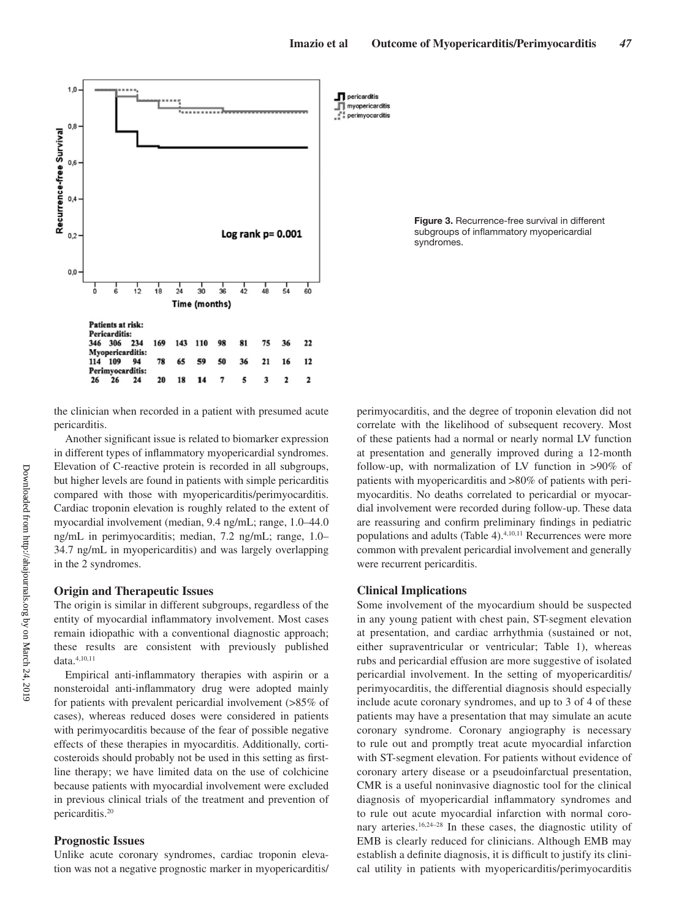Patients at risk:

| | 0 | 6 | 12 | 18 | 24 | 30 | 36 | 42 | 48 | 54 | 60 |
|---|---|---|---|---|---|---|---|---|---|---|---|
| Pericarditis: | 346 | 306 | 234 | 169 | 143 | 110 | 98 | 81 | 75 | 36 | 22 |
| Myopericarditis: | 114 | 109 | 94 | 78 | 65 | 59 | 50 | 36 | 21 | 16 | 12 |
| Perimyocarditis: | 26 | 26 | 24 | 20 | 18 | 14 | 7 | 5 | 3 | 2 | 2 |

**Figure 3.** Recurrence-free survival in different subgroups of inflammatory myopericardial syndromes.

the clinician when recorded in a patient with presumed acute pericarditis.

Another significant issue is related to biomarker expression in different types of inflammatory myopericardial syndromes. Elevation of C-reactive protein is recorded in all subgroups, but higher levels are found in patients with simple pericarditis compared with those with myopericarditis/perimyocarditis. Cardiac troponin elevation is roughly related to the extent of myocardial involvement (median, 9.4 ng/mL; range, 1.0–44.0 ng/mL in perimyocarditis; median, 7.2 ng/mL; range, 1.0–34.7 ng/mL in myopericarditis) and was largely overlapping in the 2 syndromes.

### Origin and Therapeutic Issues

The origin is similar in different subgroups, regardless of the entity of myocardial inflammatory involvement. Most cases remain idiopathic with a conventional diagnostic approach; these results are consistent with previously published data.[4,10,11]

Empirical anti-inflammatory therapies with aspirin or a nonsteroidal anti-inflammatory drug were adopted mainly for patients with prevalent pericardial involvement (>85% of cases), whereas reduced doses were considered in patients with perimyocarditis because of the fear of possible negative effects of these therapies in myocarditis. Additionally, corticosteroids should probably not be used in this setting as first-line therapy; we have limited data on the use of colchicine because patients with myocardial involvement were excluded in previous clinical trials of the treatment and prevention of pericarditis.[20]

### Prognostic Issues

Unlike acute coronary syndromes, cardiac troponin elevation was not a negative prognostic marker in myopericarditis/perimyocarditis, and the degree of troponin elevation did not correlate with the likelihood of subsequent recovery. Most of these patients had a normal or nearly normal LV function at presentation and generally improved during a 12-month follow-up, with normalization of LV function in >90% of patients with myopericarditis and >80% of patients with perimyocarditis. No deaths correlated to pericardial or myocardial involvement were recorded during follow-up. These data are reassuring and confirm preliminary findings in pediatric populations and adults (Table 4).[4,10,11] Recurrences were more common with prevalent pericardial involvement and generally were recurrent pericarditis.

### Clinical Implications

Some involvement of the myocardium should be suspected in any young patient with chest pain, ST-segment elevation at presentation, and cardiac arrhythmia (sustained or not, either supraventricular or ventricular; Table 1), whereas rubs and pericardial effusion are more suggestive of isolated pericardial involvement. In the setting of myopericarditis/perimyocarditis, the differential diagnosis should especially include acute coronary syndromes, and up to 3 of 4 of these patients may have a presentation that may simulate an acute coronary syndrome. Coronary angiography is necessary to rule out and promptly treat acute myocardial infarction with ST-segment elevation. For patients without evidence of coronary artery disease or a pseudoinfarctual presentation, CMR is a useful noninvasive diagnostic tool for the clinical diagnosis of myopericardial inflammatory syndromes and to rule out acute myocardial infarction with normal coronary arteries.[16,24–28] In these cases, the diagnostic utility of EMB is clearly reduced for clinicians. Although EMB may establish a definite diagnosis, it is difficult to justify its clinical utility in patients with myopericarditis/perimyocarditis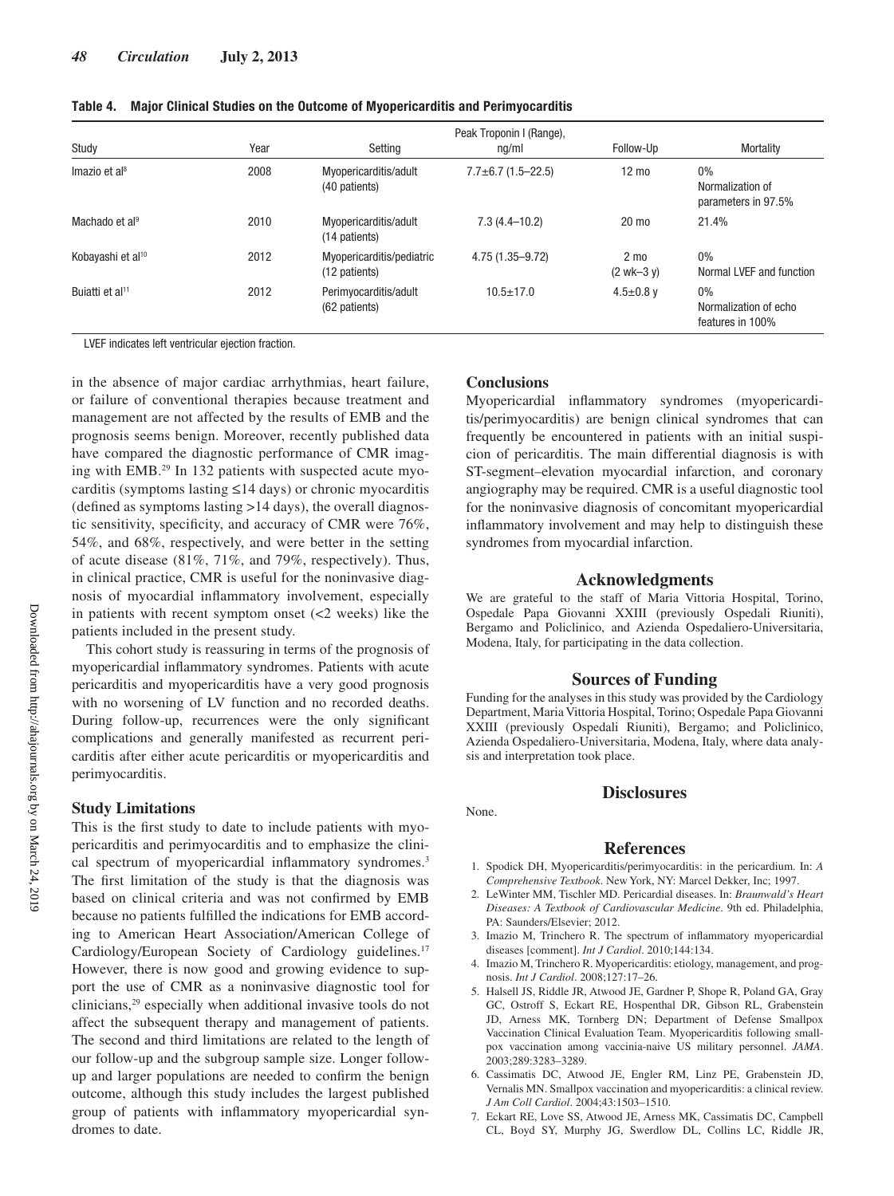**Table 4. Major Clinical Studies on the Outcome of Myopericarditis and Perimyocarditis**

| Study | Year | Setting | Peak Troponin I (Range), ng/ml | Follow-Up | Mortality |
|---|---|---|---|---|---|
| Imazio et al[8] | 2008 | Myopericarditis/adult (40 patients) | 7.7±6.7 (1.5–22.5) | 12 mo | 0% Normalization of parameters in 97.5% |
| Machado et al[9] | 2010 | Myopericarditis/adult (14 patients) | 7.3 (4.4–10.2) | 20 mo | 21.4% |
| Kobayashi et al[10] | 2012 | Myopericarditis/pediatric (12 patients) | 4.75 (1.35–9.72) | 2 mo (2 wk–3 y) | 0% Normal LVEF and function |
| Buiatti et al[11] | 2012 | Perimyocarditis/adult (62 patients) | 10.5±17.0 | 4.5±0.8 y | 0% Normalization of echo features in 100% |

LVEF indicates left ventricular ejection fraction.

in the absence of major cardiac arrhythmias, heart failure, or failure of conventional therapies because treatment and management are not affected by the results of EMB and the prognosis seems benign. Moreover, recently published data have compared the diagnostic performance of CMR imaging with EMB.[29] In 132 patients with suspected acute myocarditis (symptoms lasting ≤14 days) or chronic myocarditis (defined as symptoms lasting >14 days), the overall diagnostic sensitivity, specificity, and accuracy of CMR were 76%, 54%, and 68%, respectively, and were better in the setting of acute disease (81%, 71%, and 79%, respectively). Thus, in clinical practice, CMR is useful for the noninvasive diagnosis of myocardial inflammatory involvement, especially in patients with recent symptom onset (<2 weeks) like the patients included in the present study.

This cohort study is reassuring in terms of the prognosis of myopericardial inflammatory syndromes. Patients with acute pericarditis and myopericarditis have a very good prognosis with no worsening of LV function and no recorded deaths. During follow-up, recurrences were the only significant complications and generally manifested as recurrent pericarditis after either acute pericarditis or myopericarditis and perimyocarditis.

## Study Limitations

This is the first study to date to include patients with myopericarditis and perimyocarditis and to emphasize the clinical spectrum of myopericardial inflammatory syndromes.[3] The first limitation of the study is that the diagnosis was based on clinical criteria and was not confirmed by EMB because no patients fulfilled the indications for EMB according to American Heart Association/American College of Cardiology/European Society of Cardiology guidelines.[17] However, there is now good and growing evidence to support the use of CMR as a noninvasive diagnostic tool for clinicians,[29] especially when additional invasive tools do not affect the subsequent therapy and management of patients. The second and third limitations are related to the length of our follow-up and the subgroup sample size. Longer follow-up and larger populations are needed to confirm the benign outcome, although this study includes the largest published group of patients with inflammatory myopericardial syndromes to date.

## Conclusions

Myopericardial inflammatory syndromes (myopericarditis/perimyocarditis) are benign clinical syndromes that can frequently be encountered in patients with an initial suspicion of pericarditis. The main differential diagnosis is with ST-segment–elevation myocardial infarction, and coronary angiography may be required. CMR is a useful diagnostic tool for the noninvasive diagnosis of concomitant myopericardial inflammatory involvement and may help to distinguish these syndromes from myocardial infarction.

## Acknowledgments

We are grateful to the staff of Maria Vittoria Hospital, Torino, Ospedale Papa Giovanni XXIII (previously Ospedali Riuniti), Bergamo and Policlinico, and Azienda Ospedaliero-Universitaria, Modena, Italy, for participating in the data collection.

## Sources of Funding

Funding for the analyses in this study was provided by the Cardiology Department, Maria Vittoria Hospital, Torino; Ospedale Papa Giovanni XXIII (previously Ospedali Riuniti), Bergamo; and Policlinico, Azienda Ospedaliero-Universitaria, Modena, Italy, where data analysis and interpretation took place.

## Disclosures

None.

## References

1. Spodick DH, Myopericarditis/perimyocarditis: in the pericardium. In: *A Comprehensive Textbook*. New York, NY: Marcel Dekker, Inc; 1997.
2. LeWinter MM, Tischler MD. Pericardial diseases. In: *Braunwald's Heart Diseases: A Textbook of Cardiovascular Medicine*. 9th ed. Philadelphia, PA: Saunders/Elsevier; 2012.
3. Imazio M, Trinchero R. The spectrum of inflammatory myopericardial diseases [comment]. *Int J Cardiol*. 2010;144:134.
4. Imazio M, Trinchero R. Myopericarditis: etiology, management, and prognosis. *Int J Cardiol*. 2008;127:17–26.
5. Halsell JS, Riddle JR, Atwood JE, Gardner P, Shope R, Poland GA, Gray GC, Ostroff S, Eckart RE, Hospenthal DR, Gibson RL, Grabenstein JD, Arness MK, Tornberg DN; Department of Defense Smallpox Vaccination Clinical Evaluation Team. Myopericarditis following smallpox vaccination among vaccinia-naive US military personnel. *JAMA*. 2003;289:3283–3289.
6. Cassimatis DC, Atwood JE, Engler RM, Linz PE, Grabenstein JD, Vernalis MN. Smallpox vaccination and myopericarditis: a clinical review. *J Am Coll Cardiol*. 2004;43:1503–1510.
7. Eckart RE, Love SS, Atwood JE, Arness MK, Cassimatis DC, Campbell CL, Boyd SY, Murphy JG, Swerdlow DL, Collins LC, Riddle JR,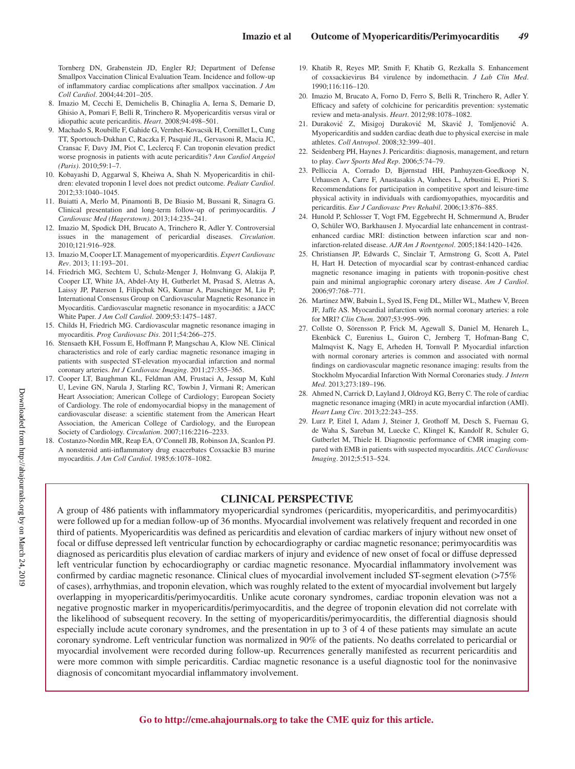Tornberg DN, Grabenstein JD, Engler RJ; Department of Defense Smallpox Vaccination Clinical Evaluation Team. Incidence and follow-up of inflammatory cardiac complications after smallpox vaccination. *J Am Coll Cardiol*. 2004;44:201–205.

8. Imazio M, Cecchi E, Demichelis B, Chinaglia A, Ierna S, Demarie D, Ghisio A, Pomari F, Belli R, Trinchero R. Myopericarditis versus viral or idiopathic acute pericarditis. *Heart*. 2008;94:498–501.
9. Machado S, Roubille F, Gahide G, Vernhet-Kovacsik H, Cornillet L, Cung TT, Sportouch-Dukhan C, Raczka F, Pasquié JL, Gervasoni R, Macia JC, Cransac F, Davy JM, Piot C, Leclercq F. Can troponin elevation predict worse prognosis in patients with acute pericarditis? *Ann Cardiol Angeiol (Paris)*. 2010;59:1–7.
10. Kobayashi D, Aggarwal S, Kheiwa A, Shah N. Myopericarditis in children: elevated troponin I level does not predict outcome. *Pediatr Cardiol*. 2012;33:1040–1045.
11. Buiatti A, Merlo M, Pinamonti B, De Biasio M, Bussani R, Sinagra G. Clinical presentation and long-term follow-up of perimyocarditis. *J Cardiovasc Med (Hagerstown)*. 2013;14:235–241.
12. Imazio M, Spodick DH, Brucato A, Trinchero R, Adler Y. Controversial issues in the management of pericardial diseases. *Circulation*. 2010;121:916–928.
13. Imazio M, Cooper LT. Management of myopericarditis. *Expert Cardiovasc Rev*. 2013; 11:193–201.
14. Friedrich MG, Sechtem U, Schulz-Menger J, Holmvang G, Alakija P, Cooper LT, White JA, Abdel-Aty H, Gutberlet M, Prasad S, Aletras A, Laissy JP, Paterson I, Filipchuk NG, Kumar A, Pauschinger M, Liu P; International Consensus Group on Cardiovascular Magnetic Resonance in Myocarditis. Cardiovascular magnetic resonance in myocarditis: a JACC White Paper. *J Am Coll Cardiol*. 2009;53:1475–1487.
15. Childs H, Friedrich MG. Cardiovascular magnetic resonance imaging in myocarditis. *Prog Cardiovasc Dis*. 2011;54:266–275.
16. Stensaeth KH, Fossum E, Hoffmann P, Mangschau A, Klow NE. Clinical characteristics and role of early cardiac magnetic resonance imaging in patients with suspected ST-elevation myocardial infarction and normal coronary arteries. *Int J Cardiovasc Imaging*. 2011;27:355–365.
17. Cooper LT, Baughman KL, Feldman AM, Frustaci A, Jessup M, Kuhl U, Levine GN, Narula J, Starling RC, Towbin J, Virmani R; American Heart Association; American College of Cardiology; European Society of Cardiology. The role of endomyocardial biopsy in the management of cardiovascular disease: a scientific statement from the American Heart Association, the American College of Cardiology, and the European Society of Cardiology. *Circulation*. 2007;116:2216–2233.
18. Costanzo-Nordin MR, Reap EA, O'Connell JB, Robinson JA, Scanlon PJ. A nonsteroid anti-inflammatory drug exacerbates Coxsackie B3 murine myocarditis. *J Am Coll Cardiol*. 1985;5:1078–1082.
19. Khatib R, Reyes MP, Smith F, Khatib G, Rezkalla S. Enhancement of coxsackievirus B4 virulence by indomethacin. *J Lab Clin Med*. 1990;116:116–120.
20. Imazio M, Brucato A, Forno D, Ferro S, Belli R, Trinchero R, Adler Y. Efficacy and safety of colchicine for pericarditis prevention: systematic review and meta-analysis. *Heart*. 2012;98:1078–1082.
21. Duraković Z, Misigoj Duraković M, Skavić J, Tomljenović A. Myopericarditis and sudden cardiac death due to physical exercise in male athletes. *Coll Antropol*. 2008;32:399–401.
22. Seidenberg PH, Haynes J. Pericarditis: diagnosis, management, and return to play. *Curr Sports Med Rep*. 2006;5:74–79.
23. Pelliccia A, Corrado D, Bjørnstad HH, Panhuyzen-Goedkoop N, Urhausen A, Carre F, Anastasakis A, Vanhees L, Arbustini E, Priori S. Recommendations for participation in competitive sport and leisure-time physical activity in individuals with cardiomyopathies, myocarditis and pericarditis. *Eur J Cardiovasc Prev Rehabil*. 2006;13:876–885.
24. Hunold P, Schlosser T, Vogt FM, Eggebrecht H, Schmermund A, Bruder O, Schüler WO, Barkhausen J. Myocardial late enhancement in contrast-enhanced cardiac MRI: distinction between infarction scar and non-infarction-related disease. *AJR Am J Roentgenol*. 2005;184:1420–1426.
25. Christiansen JP, Edwards C, Sinclair T, Armstrong G, Scott A, Patel H, Hart H. Detection of myocardial scar by contrast-enhanced cardiac magnetic resonance imaging in patients with troponin-positive chest pain and minimal angiographic coronary artery disease. *Am J Cardiol*. 2006;97:768–771.
26. Martinez MW, Babuin L, Syed IS, Feng DL, Miller WL, Mathew V, Breen JF, Jaffe AS. Myocardial infarction with normal coronary arteries: a role for MRI? *Clin Chem*. 2007;53:995–996.
27. Collste O, Sörensson P, Frick M, Agewall S, Daniel M, Henareh L, Ekenbäck C, Eurenius L, Guiron C, Jernberg T, Hofman-Bang C, Malmqvist K, Nagy E, Arheden H, Tornvall P. Myocardial infarction with normal coronary arteries is common and associated with normal findings on cardiovascular magnetic resonance imaging: results from the Stockholm Myocardial Infarction With Normal Coronaries study. *J Intern Med*. 2013;273:189–196.
28. Ahmed N, Carrick D, Layland J, Oldroyd KG, Berry C. The role of cardiac magnetic resonance imaging (MRI) in acute myocardial infarction (AMI). *Heart Lung Circ*. 2013;22:243–255.
29. Lurz P, Eitel I, Adam J, Steiner J, Grothoff M, Desch S, Fuernau G, de Waha S, Sareban M, Luecke C, Klingel K, Kandolf R, Schuler G, Gutberlet M, Thiele H. Diagnostic performance of CMR imaging compared with EMB in patients with suspected myocarditis. *JACC Cardiovasc Imaging*. 2012;5:513–524.

## CLINICAL PERSPECTIVE

A group of 486 patients with inflammatory myopericardial syndromes (pericarditis, myopericarditis, and perimyocarditis) were followed up for a median follow-up of 36 months. Myocardial involvement was relatively frequent and recorded in one third of patients. Myopericarditis was defined as pericarditis and elevation of cardiac markers of injury without new onset of focal or diffuse depressed left ventricular function by echocardiography or cardiac magnetic resonance; perimyocarditis was diagnosed as pericarditis plus elevation of cardiac markers of injury and evidence of new onset of focal or diffuse depressed left ventricular function by echocardiography or cardiac magnetic resonance. Myocardial inflammatory involvement was confirmed by cardiac magnetic resonance. Clinical clues of myocardial involvement included ST-segment elevation (>75% of cases), arrhythmias, and troponin elevation, which was roughly related to the extent of myocardial involvement but largely overlapping in myopericarditis/perimyocarditis. Unlike acute coronary syndromes, cardiac troponin elevation was not a negative prognostic marker in myopericarditis/perimyocarditis, and the degree of troponin elevation did not correlate with the likelihood of subsequent recovery. In the setting of myopericarditis/perimyocarditis, the differential diagnosis should especially include acute coronary syndromes, and the presentation in up to 3 of 4 of these patients may simulate an acute coronary syndrome. Left ventricular function was normalized in 90% of the patients. No deaths correlated to pericardial or myocardial involvement were recorded during follow-up. Recurrences generally manifested as recurrent pericarditis and were more common with simple pericarditis. Cardiac magnetic resonance is a useful diagnostic tool for the noninvasive diagnosis of concomitant myocardial inflammatory involvement.

**Go to http://cme.ahajournals.org to take the CME quiz for this article.**